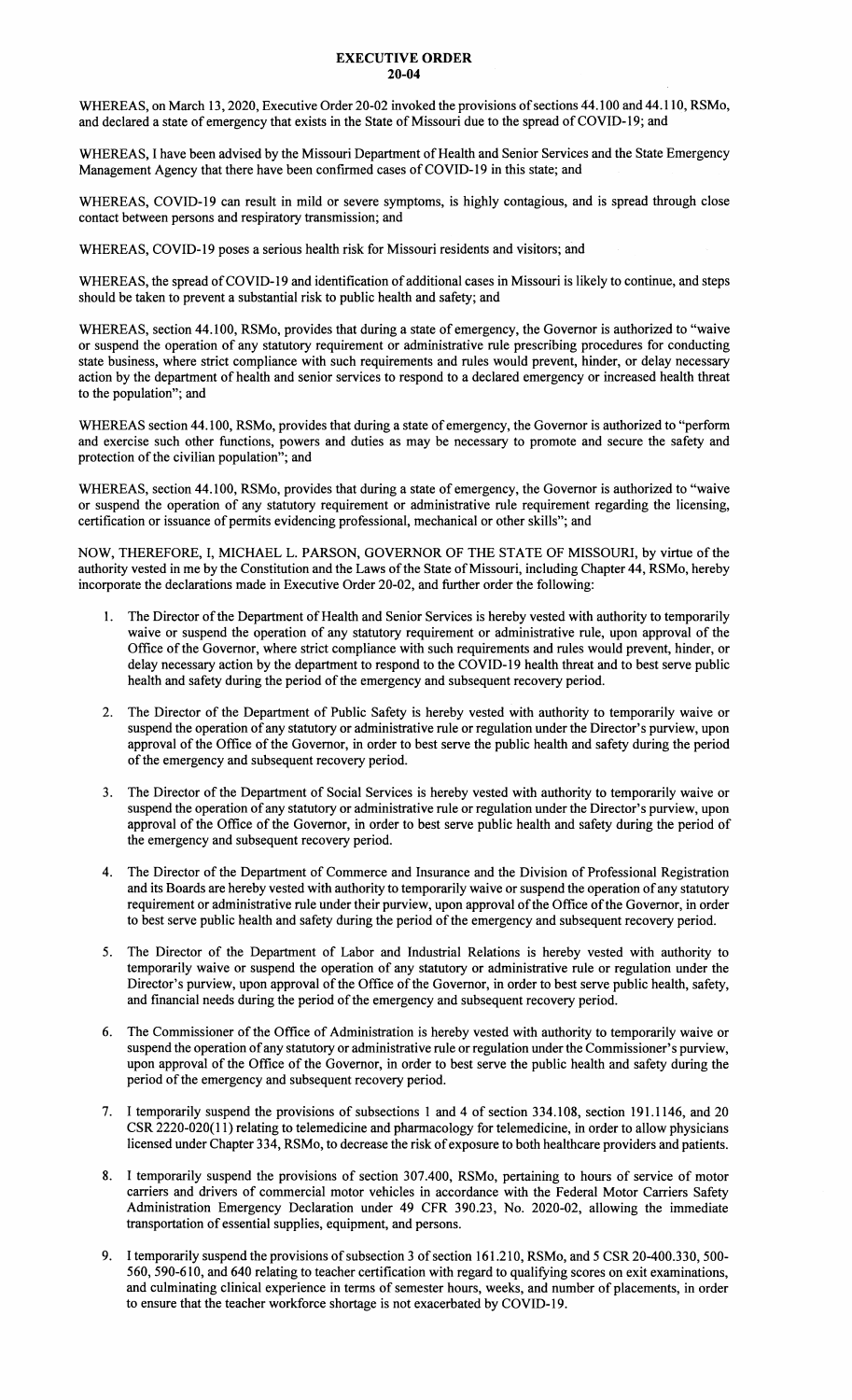# EXECUTIVE ORDER
## 20-04

WHEREAS, on March 13, 2020, Executive Order 20-02 invoked the provisions of sections 44.100 and 44.110, RSMo, and declared a state of emergency that exists in the State of Missouri due to the spread of COVID-19; and

WHEREAS, I have been advised by the Missouri Department of Health and Senior Services and the State Emergency Management Agency that there have been confirmed cases of COVID-19 in this state; and

WHEREAS, COVID-19 can result in mild or severe symptoms, is highly contagious, and is spread through close contact between persons and respiratory transmission; and

WHEREAS, COVID-19 poses a serious health risk for Missouri residents and visitors; and

WHEREAS, the spread of COVID-19 and identification of additional cases in Missouri is likely to continue, and steps should be taken to prevent a substantial risk to public health and safety; and

WHEREAS, section 44.100, RSMo, provides that during a state of emergency, the Governor is authorized to "waive or suspend the operation of any statutory requirement or administrative rule prescribing procedures for conducting state business, where strict compliance with such requirements and rules would prevent, hinder, or delay necessary action by the department of health and senior services to respond to a declared emergency or increased health threat to the population"; and

WHEREAS section 44.100, RSMo, provides that during a state of emergency, the Governor is authorized to "perform and exercise such other functions, powers and duties as may be necessary to promote and secure the safety and protection of the civilian population"; and

WHEREAS, section 44.100, RSMo, provides that during a state of emergency, the Governor is authorized to "waive or suspend the operation of any statutory requirement or administrative rule requirement regarding the licensing, certification or issuance of permits evidencing professional, mechanical or other skills"; and

NOW, THEREFORE, I, MICHAEL L. PARSON, GOVERNOR OF THE STATE OF MISSOURI, by virtue of the authority vested in me by the Constitution and the Laws of the State of Missouri, including Chapter 44, RSMo, hereby incorporate the declarations made in Executive Order 20-02, and further order the following:

1. The Director of the Department of Health and Senior Services is hereby vested with authority to temporarily waive or suspend the operation of any statutory requirement or administrative rule, upon approval of the Office of the Governor, where strict compliance with such requirements and rules would prevent, hinder, or delay necessary action by the department to respond to the COVID-19 health threat and to best serve public health and safety during the period of the emergency and subsequent recovery period.

2. The Director of the Department of Public Safety is hereby vested with authority to temporarily waive or suspend the operation of any statutory or administrative rule or regulation under the Director's purview, upon approval of the Office of the Governor, in order to best serve the public health and safety during the period of the emergency and subsequent recovery period.

3. The Director of the Department of Social Services is hereby vested with authority to temporarily waive or suspend the operation of any statutory or administrative rule or regulation under the Director's purview, upon approval of the Office of the Governor, in order to best serve public health and safety during the period of the emergency and subsequent recovery period.

4. The Director of the Department of Commerce and Insurance and the Division of Professional Registration and its Boards are hereby vested with authority to temporarily waive or suspend the operation of any statutory requirement or administrative rule under their purview, upon approval of the Office of the Governor, in order to best serve public health and safety during the period of the emergency and subsequent recovery period.

5. The Director of the Department of Labor and Industrial Relations is hereby vested with authority to temporarily waive or suspend the operation of any statutory or administrative rule or regulation under the Director's purview, upon approval of the Office of the Governor, in order to best serve public health, safety, and financial needs during the period of the emergency and subsequent recovery period.

6. The Commissioner of the Office of Administration is hereby vested with authority to temporarily waive or suspend the operation of any statutory or administrative rule or regulation under the Commissioner's purview, upon approval of the Office of the Governor, in order to best serve the public health and safety during the period of the emergency and subsequent recovery period.

7. I temporarily suspend the provisions of subsections 1 and 4 of section 334.108, section 191.1146, and 20 CSR 2220-020(11) relating to telemedicine and pharmacology for telemedicine, in order to allow physicians licensed under Chapter 334, RSMo, to decrease the risk of exposure to both healthcare providers and patients.

8. I temporarily suspend the provisions of section 307.400, RSMo, pertaining to hours of service of motor carriers and drivers of commercial motor vehicles in accordance with the Federal Motor Carriers Safety Administration Emergency Declaration under 49 CFR 390.23, No. 2020-02, allowing the immediate transportation of essential supplies, equipment, and persons.

9. I temporarily suspend the provisions of subsection 3 of section 161.210, RSMo, and 5 CSR 20-400.330, 500-560, 590-610, and 640 relating to teacher certification with regard to qualifying scores on exit examinations, and culminating clinical experience in terms of semester hours, weeks, and number of placements, in order to ensure that the teacher workforce shortage is not exacerbated by COVID-19.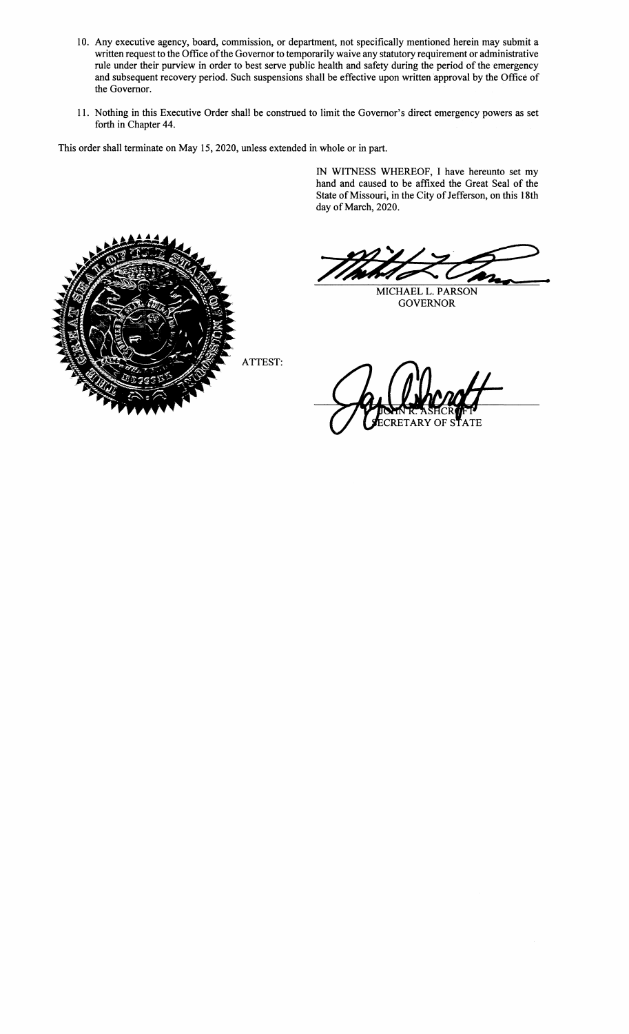10. Any executive agency, board, commission, or department, not specifically mentioned herein may submit a written request to the Office of the Governor to temporarily waive any statutory requirement or administrative rule under their purview in order to best serve public health and safety during the period of the emergency and subsequent recovery period. Such suspensions shall be effective upon written approval by the Office of the Governor.

11. Nothing in this Executive Order shall be construed to limit the Governor's direct emergency powers as set forth in Chapter 44.

This order shall terminate on May 15, 2020, unless extended in whole or in part.

IN WITNESS WHEREOF, I have hereunto set my hand and caused to be affixed the Great Seal of the State of Missouri, in the City of Jefferson, on this 18th day of March, 2020.

MICHAEL L. PARSON
GOVERNOR

ATTEST:

JOHN R. ASHCROFT
SECRETARY OF STATE